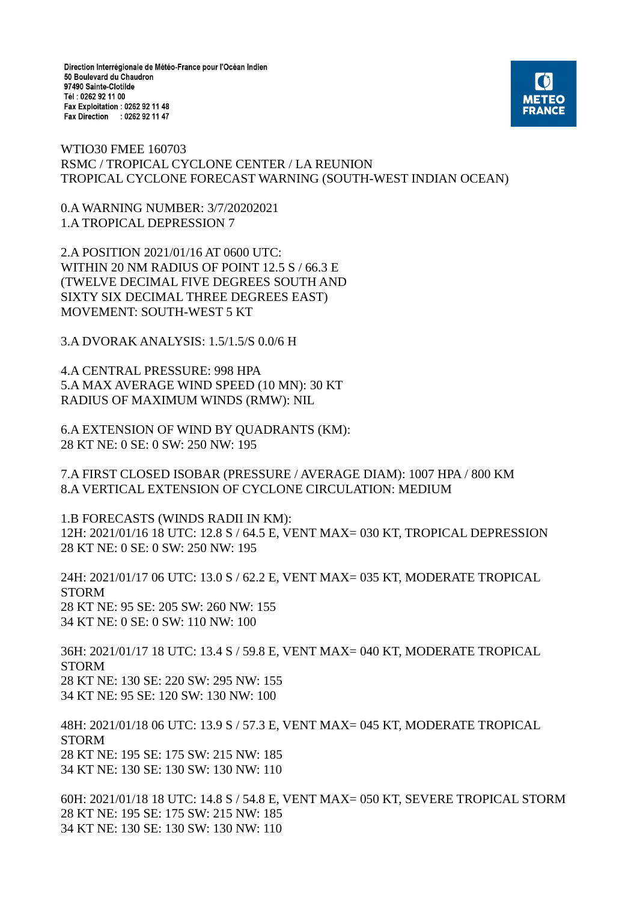Direction Interrégionale de Météo-France pour l'Océan Indien
50 Boulevard du Chaudron
97490 Sainte-Clotilde
Tél : 0262 92 11 00
Fax Exploitation : 0262 92 11 48
Fax Direction : 0262 92 11 47

METEO FRANCE

WTIO30 FMEE 160703
RSMC / TROPICAL CYCLONE CENTER / LA REUNION
TROPICAL CYCLONE FORECAST WARNING (SOUTH-WEST INDIAN OCEAN)

0.A WARNING NUMBER: 3/7/20202021
1.A TROPICAL DEPRESSION 7

2.A POSITION 2021/01/16 AT 0600 UTC:
WITHIN 20 NM RADIUS OF POINT 12.5 S / 66.3 E
(TWELVE DECIMAL FIVE DEGREES SOUTH AND
SIXTY SIX DECIMAL THREE DEGREES EAST)
MOVEMENT: SOUTH-WEST 5 KT

3.A DVORAK ANALYSIS: 1.5/1.5/S 0.0/6 H

4.A CENTRAL PRESSURE: 998 HPA
5.A MAX AVERAGE WIND SPEED (10 MN): 30 KT
RADIUS OF MAXIMUM WINDS (RMW): NIL

6.A EXTENSION OF WIND BY QUADRANTS (KM):
28 KT NE: 0 SE: 0 SW: 250 NW: 195

7.A FIRST CLOSED ISOBAR (PRESSURE / AVERAGE DIAM): 1007 HPA / 800 KM
8.A VERTICAL EXTENSION OF CYCLONE CIRCULATION: MEDIUM

1.B FORECASTS (WINDS RADII IN KM):
12H: 2021/01/16 18 UTC: 12.8 S / 64.5 E, VENT MAX= 030 KT, TROPICAL DEPRESSION
28 KT NE: 0 SE: 0 SW: 250 NW: 195

24H: 2021/01/17 06 UTC: 13.0 S / 62.2 E, VENT MAX= 035 KT, MODERATE TROPICAL STORM
28 KT NE: 95 SE: 205 SW: 260 NW: 155
34 KT NE: 0 SE: 0 SW: 110 NW: 100

36H: 2021/01/17 18 UTC: 13.4 S / 59.8 E, VENT MAX= 040 KT, MODERATE TROPICAL STORM
28 KT NE: 130 SE: 220 SW: 295 NW: 155
34 KT NE: 95 SE: 120 SW: 130 NW: 100

48H: 2021/01/18 06 UTC: 13.9 S / 57.3 E, VENT MAX= 045 KT, MODERATE TROPICAL STORM
28 KT NE: 195 SE: 175 SW: 215 NW: 185
34 KT NE: 130 SE: 130 SW: 130 NW: 110

60H: 2021/01/18 18 UTC: 14.8 S / 54.8 E, VENT MAX= 050 KT, SEVERE TROPICAL STORM
28 KT NE: 195 SE: 175 SW: 215 NW: 185
34 KT NE: 130 SE: 130 SW: 130 NW: 110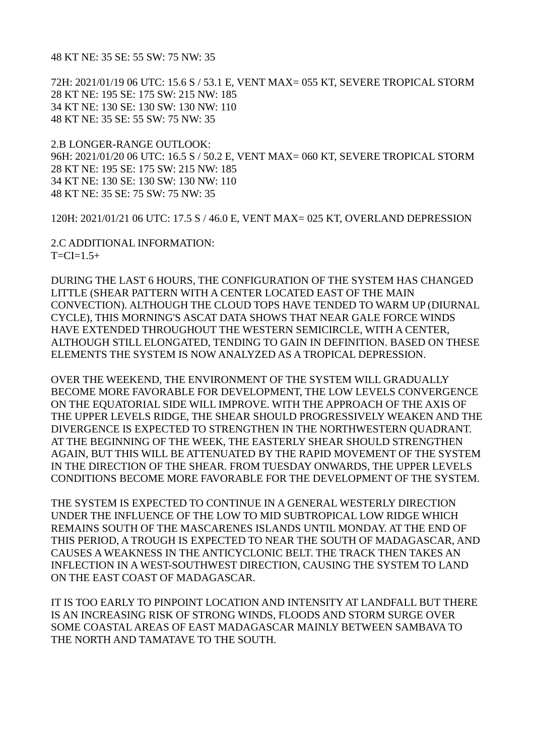48 KT NE: 35 SE: 55 SW: 75 NW: 35

72H: 2021/01/19 06 UTC: 15.6 S / 53.1 E, VENT MAX= 055 KT, SEVERE TROPICAL STORM
28 KT NE: 195 SE: 175 SW: 215 NW: 185
34 KT NE: 130 SE: 130 SW: 130 NW: 110
48 KT NE: 35 SE: 55 SW: 75 NW: 35

2.B LONGER-RANGE OUTLOOK:
96H: 2021/01/20 06 UTC: 16.5 S / 50.2 E, VENT MAX= 060 KT, SEVERE TROPICAL STORM
28 KT NE: 195 SE: 175 SW: 215 NW: 185
34 KT NE: 130 SE: 130 SW: 130 NW: 110
48 KT NE: 35 SE: 75 SW: 75 NW: 35

120H: 2021/01/21 06 UTC: 17.5 S / 46.0 E, VENT MAX= 025 KT, OVERLAND DEPRESSION

2.C ADDITIONAL INFORMATION:
T=CI=1.5+

DURING THE LAST 6 HOURS, THE CONFIGURATION OF THE SYSTEM HAS CHANGED LITTLE (SHEAR PATTERN WITH A CENTER LOCATED EAST OF THE MAIN CONVECTION). ALTHOUGH THE CLOUD TOPS HAVE TENDED TO WARM UP (DIURNAL CYCLE), THIS MORNING'S ASCAT DATA SHOWS THAT NEAR GALE FORCE WINDS HAVE EXTENDED THROUGHOUT THE WESTERN SEMICIRCLE, WITH A CENTER, ALTHOUGH STILL ELONGATED, TENDING TO GAIN IN DEFINITION. BASED ON THESE ELEMENTS THE SYSTEM IS NOW ANALYZED AS A TROPICAL DEPRESSION.

OVER THE WEEKEND, THE ENVIRONMENT OF THE SYSTEM WILL GRADUALLY BECOME MORE FAVORABLE FOR DEVELOPMENT, THE LOW LEVELS CONVERGENCE ON THE EQUATORIAL SIDE WILL IMPROVE. WITH THE APPROACH OF THE AXIS OF THE UPPER LEVELS RIDGE, THE SHEAR SHOULD PROGRESSIVELY WEAKEN AND THE DIVERGENCE IS EXPECTED TO STRENGTHEN IN THE NORTHWESTERN QUADRANT. AT THE BEGINNING OF THE WEEK, THE EASTERLY SHEAR SHOULD STRENGTHEN AGAIN, BUT THIS WILL BE ATTENUATED BY THE RAPID MOVEMENT OF THE SYSTEM IN THE DIRECTION OF THE SHEAR. FROM TUESDAY ONWARDS, THE UPPER LEVELS CONDITIONS BECOME MORE FAVORABLE FOR THE DEVELOPMENT OF THE SYSTEM.

THE SYSTEM IS EXPECTED TO CONTINUE IN A GENERAL WESTERLY DIRECTION UNDER THE INFLUENCE OF THE LOW TO MID SUBTROPICAL LOW RIDGE WHICH REMAINS SOUTH OF THE MASCARENES ISLANDS UNTIL MONDAY. AT THE END OF THIS PERIOD, A TROUGH IS EXPECTED TO NEAR THE SOUTH OF MADAGASCAR, AND CAUSES A WEAKNESS IN THE ANTICYCLONIC BELT. THE TRACK THEN TAKES AN INFLECTION IN A WEST-SOUTHWEST DIRECTION, CAUSING THE SYSTEM TO LAND ON THE EAST COAST OF MADAGASCAR.

IT IS TOO EARLY TO PINPOINT LOCATION AND INTENSITY AT LANDFALL BUT THERE IS AN INCREASING RISK OF STRONG WINDS, FLOODS AND STORM SURGE OVER SOME COASTAL AREAS OF EAST MADAGASCAR MAINLY BETWEEN SAMBAVA TO THE NORTH AND TAMATAVE TO THE SOUTH.